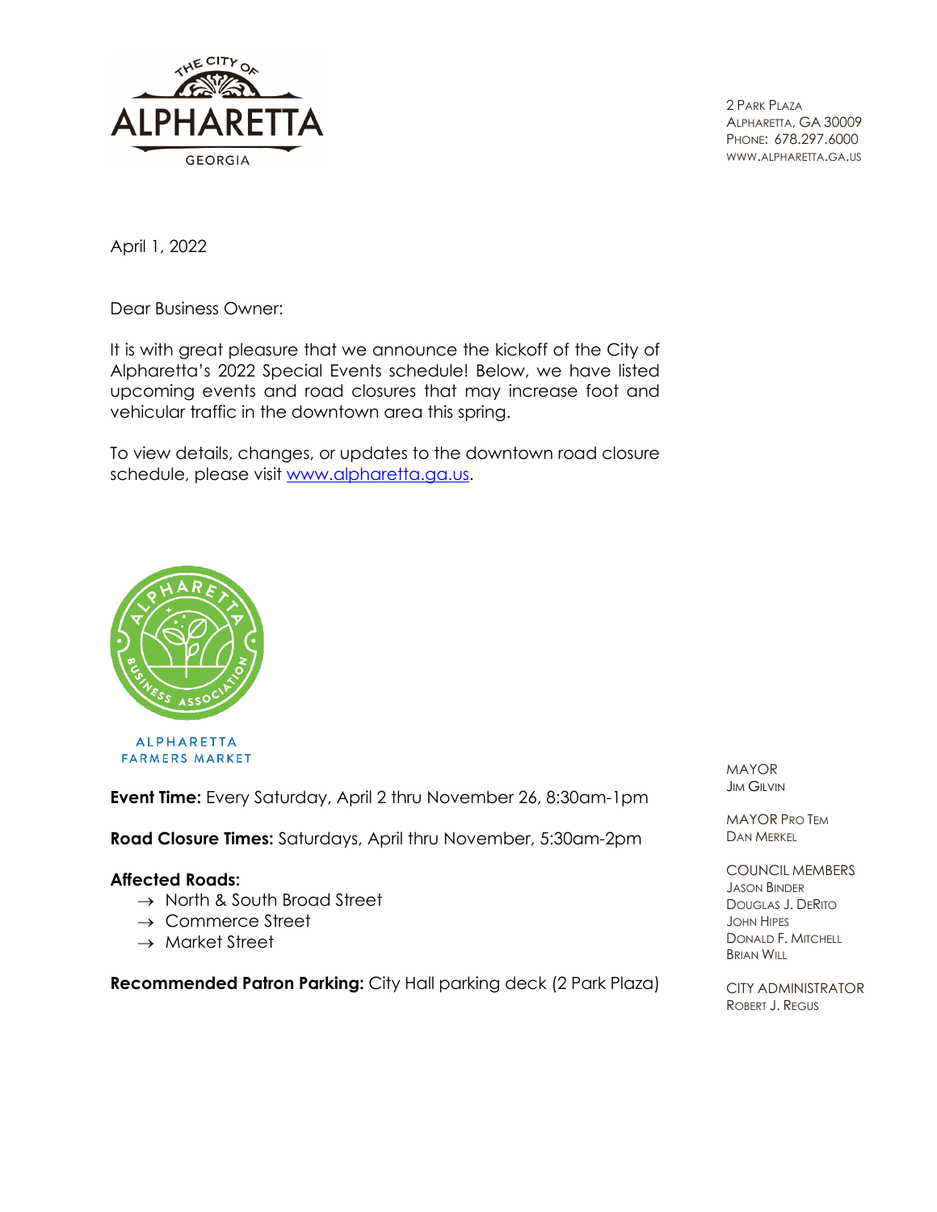THE CITY OF
ALPHARETTA
GEORGIA

2 Park Plaza
Alpharetta, GA 30009
Phone: 678.297.6000
www.alpharetta.ga.us

April 1, 2022

Dear Business Owner:

It is with great pleasure that we announce the kickoff of the City of Alpharetta's 2022 Special Events schedule! Below, we have listed upcoming events and road closures that may increase foot and vehicular traffic in the downtown area this spring.

To view details, changes, or updates to the downtown road closure schedule, please visit www.alpharetta.ga.us.

ALPHARETTA FARMERS MARKET

**Event Time:** Every Saturday, April 2 thru November 26, 8:30am-1pm

**Road Closure Times:** Saturdays, April thru November, 5:30am-2pm

**Affected Roads:**
- → North & South Broad Street
- → Commerce Street
- → Market Street

**Recommended Patron Parking:** City Hall parking deck (2 Park Plaza)

MAYOR
Jim Gilvin

MAYOR Pro Tem
Dan Merkel

COUNCIL MEMBERS
Jason Binder
Douglas J. DeRito
John Hipes
Donald F. Mitchell
Brian Will

CITY ADMINISTRATOR
Robert J. Regus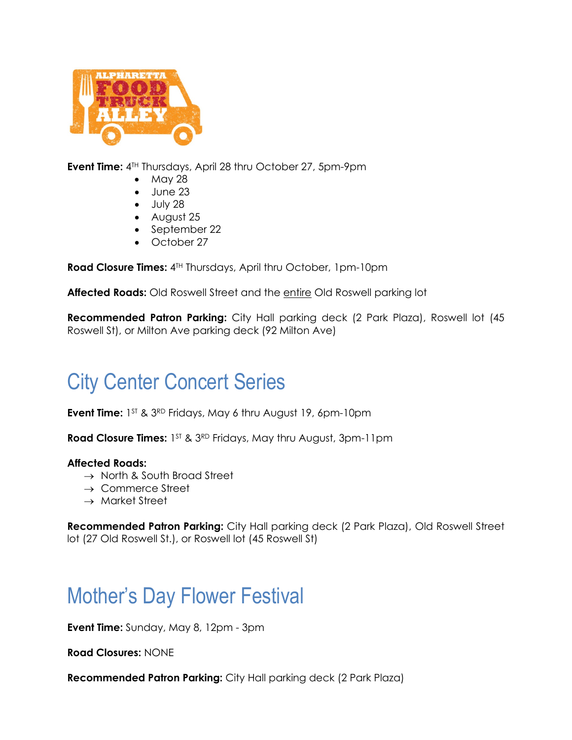ALPHARETTA FOOD TRUCK ALLEY

**Event Time:** 4TH Thursdays, April 28 thru October 27, 5pm-9pm

- May 28
- June 23
- July 28
- August 25
- September 22
- October 27

**Road Closure Times:** 4TH Thursdays, April thru October, 1pm-10pm

**Affected Roads:** Old Roswell Street and the entire Old Roswell parking lot

**Recommended Patron Parking:** City Hall parking deck (2 Park Plaza), Roswell lot (45 Roswell St), or Milton Ave parking deck (92 Milton Ave)

# City Center Concert Series

**Event Time:** 1ST & 3RD Fridays, May 6 thru August 19, 6pm-10pm

**Road Closure Times:** 1ST & 3RD Fridays, May thru August, 3pm-11pm

**Affected Roads:**

→ North & South Broad Street
→ Commerce Street
→ Market Street

**Recommended Patron Parking:** City Hall parking deck (2 Park Plaza), Old Roswell Street lot (27 Old Roswell St.), or Roswell lot (45 Roswell St)

# Mother's Day Flower Festival

**Event Time:** Sunday, May 8, 12pm - 3pm

**Road Closures:** NONE

**Recommended Patron Parking:** City Hall parking deck (2 Park Plaza)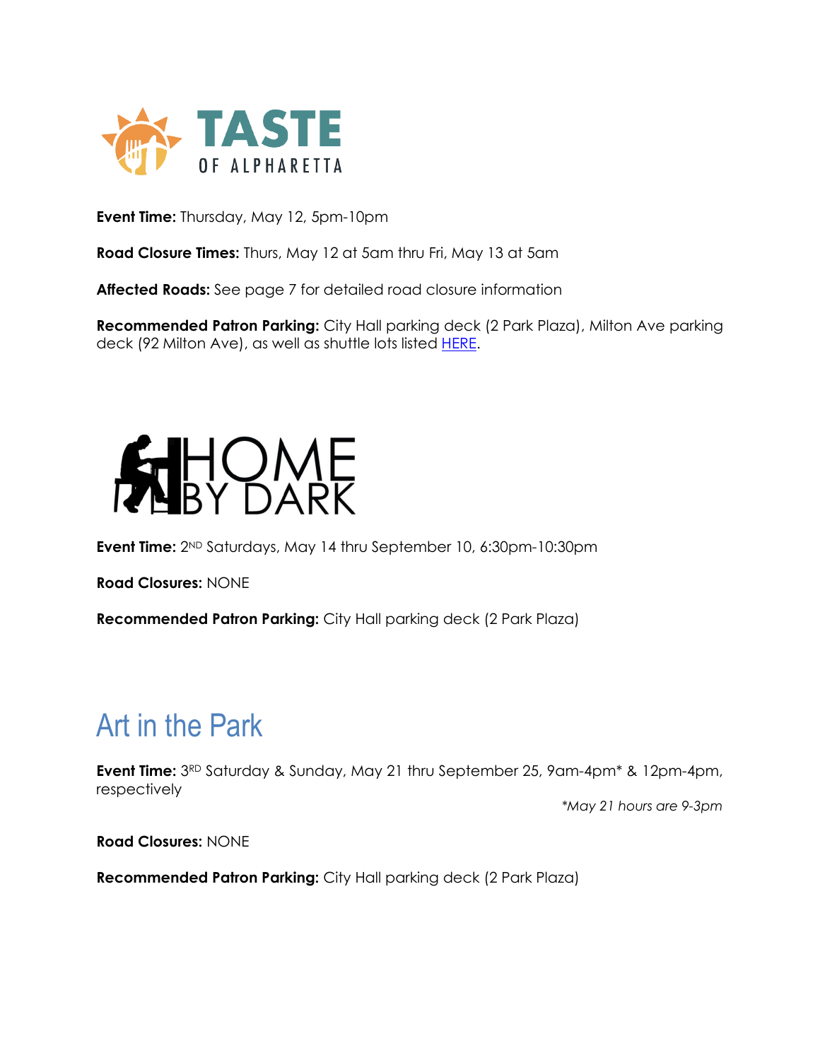## TASTE OF ALPHARETTA

**Event Time:** Thursday, May 12, 5pm-10pm

**Road Closure Times:** Thurs, May 12 at 5am thru Fri, May 13 at 5am

**Affected Roads:** See page 7 for detailed road closure information

**Recommended Patron Parking:** City Hall parking deck (2 Park Plaza), Milton Ave parking deck (92 Milton Ave), as well as shuttle lots listed HERE.

## HOME BY DARK

**Event Time:** 2ND Saturdays, May 14 thru September 10, 6:30pm-10:30pm

**Road Closures:** NONE

**Recommended Patron Parking:** City Hall parking deck (2 Park Plaza)

## Art in the Park

**Event Time:** 3RD Saturday & Sunday, May 21 thru September 25, 9am-4pm* & 12pm-4pm, respectively

*\*May 21 hours are 9-3pm*

**Road Closures:** NONE

**Recommended Patron Parking:** City Hall parking deck (2 Park Plaza)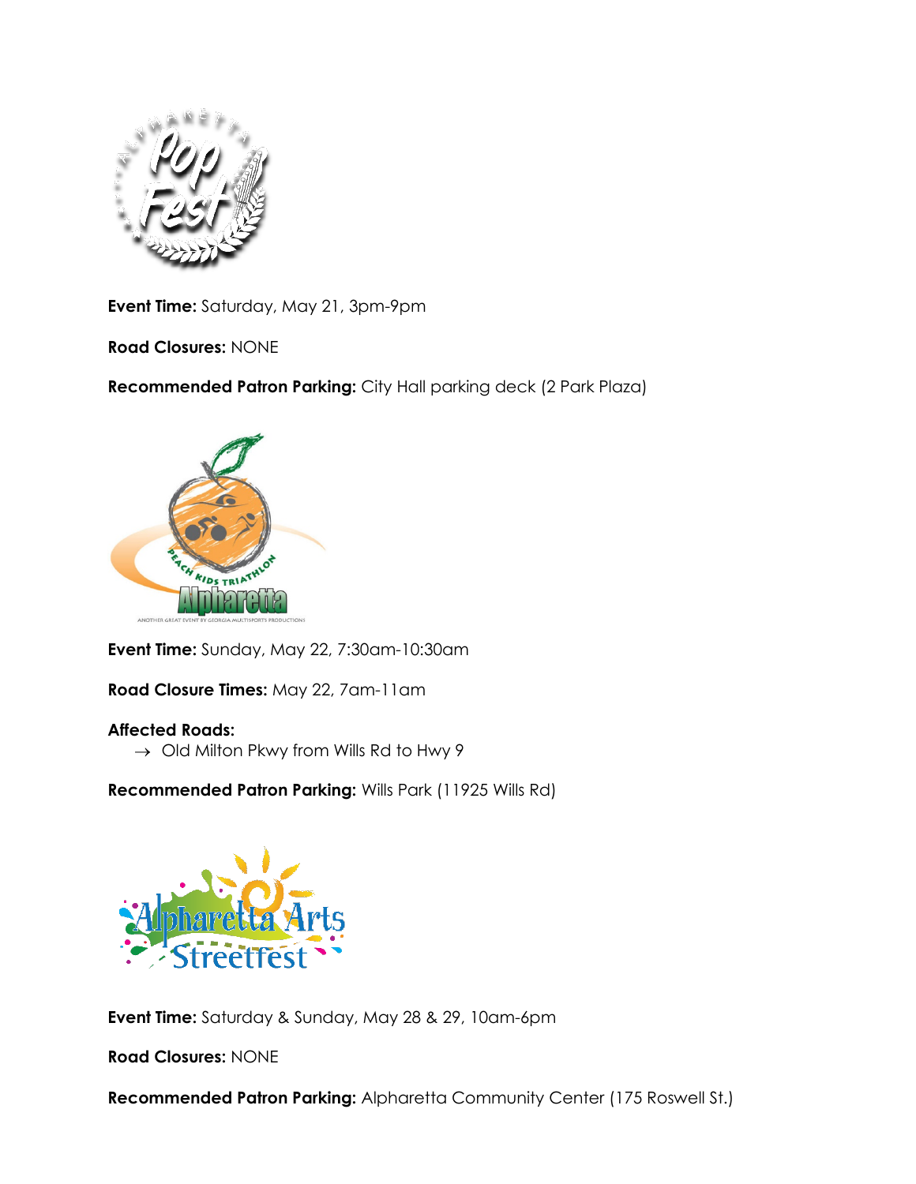**Event Time:** Saturday, May 21, 3pm-9pm

**Road Closures:** NONE

**Recommended Patron Parking:** City Hall parking deck (2 Park Plaza)

**Event Time:** Sunday, May 22, 7:30am-10:30am

**Road Closure Times:** May 22, 7am-11am

**Affected Roads:**

→ Old Milton Pkwy from Wills Rd to Hwy 9

**Recommended Patron Parking:** Wills Park (11925 Wills Rd)

**Event Time:** Saturday & Sunday, May 28 & 29, 10am-6pm

**Road Closures:** NONE

**Recommended Patron Parking:** Alpharetta Community Center (175 Roswell St.)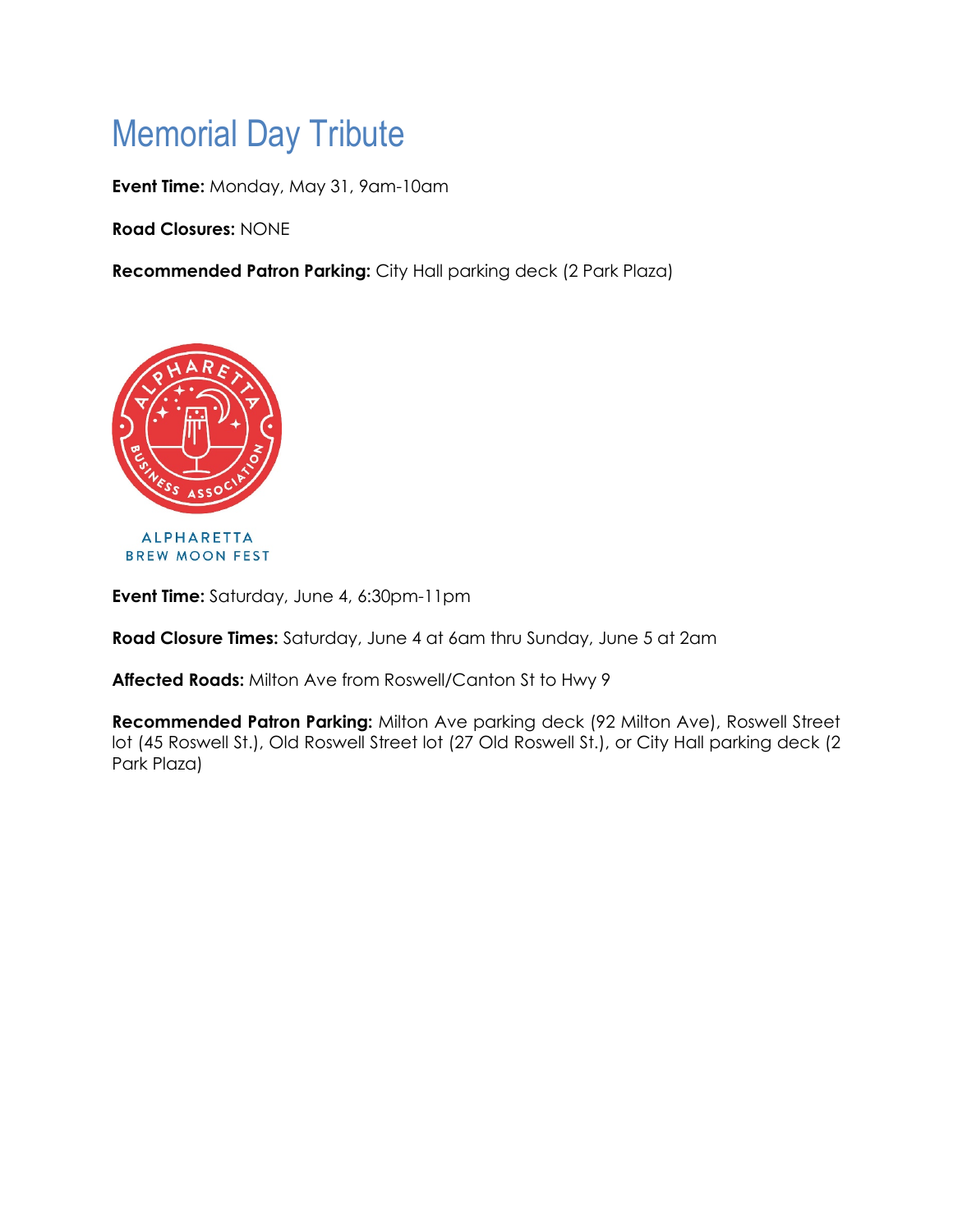# Memorial Day Tribute

**Event Time:** Monday, May 31, 9am-10am

**Road Closures:** NONE

**Recommended Patron Parking:** City Hall parking deck (2 Park Plaza)

ALPHARETTA
BREW MOON FEST

**Event Time:** Saturday, June 4, 6:30pm-11pm

**Road Closure Times:** Saturday, June 4 at 6am thru Sunday, June 5 at 2am

**Affected Roads:** Milton Ave from Roswell/Canton St to Hwy 9

**Recommended Patron Parking:** Milton Ave parking deck (92 Milton Ave), Roswell Street lot (45 Roswell St.), Old Roswell Street lot (27 Old Roswell St.), or City Hall parking deck (2 Park Plaza)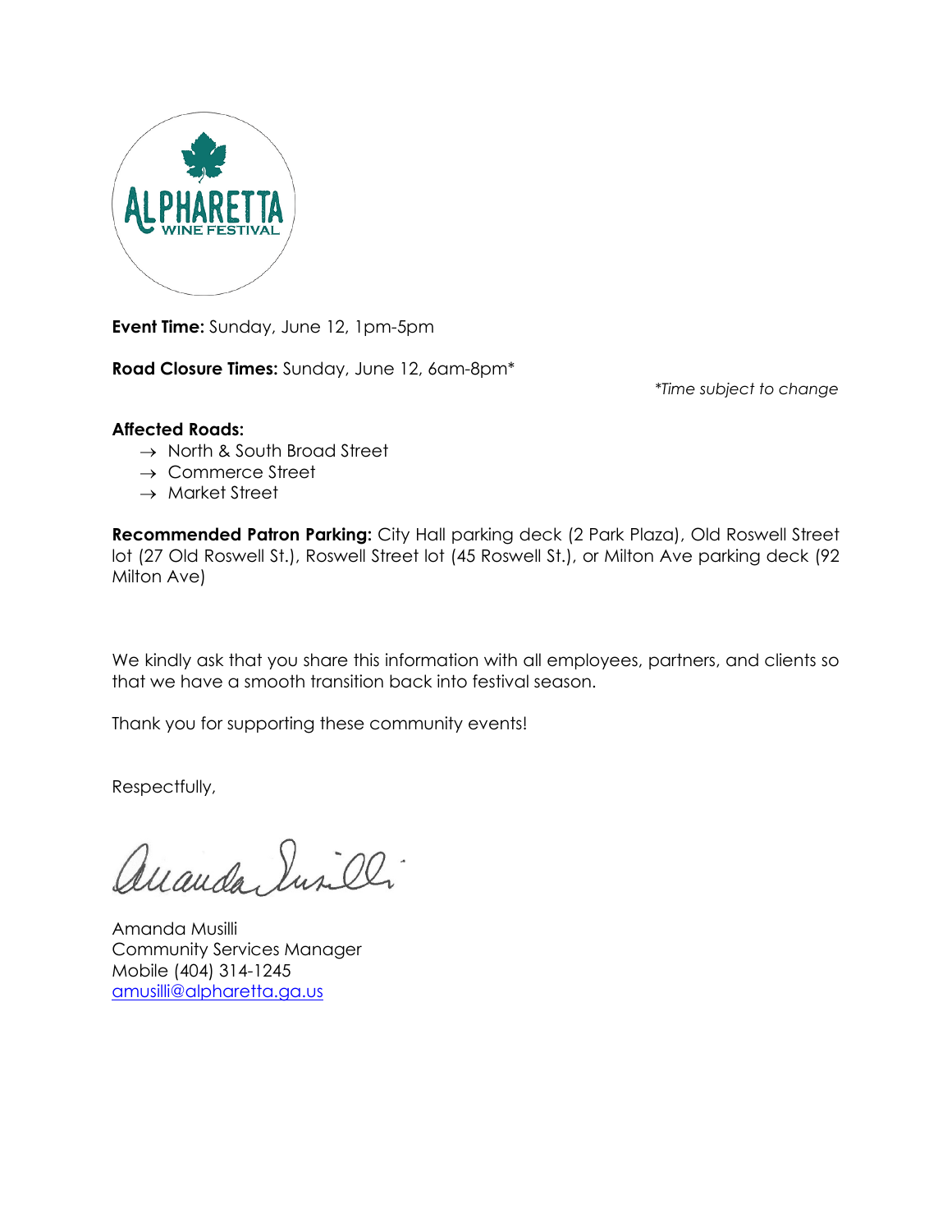ALPHARETTA WINE FESTIVAL

**Event Time:** Sunday, June 12, 1pm-5pm

**Road Closure Times:** Sunday, June 12, 6am-8pm*

*\*Time subject to change*

**Affected Roads:**

- → North & South Broad Street
- → Commerce Street
- → Market Street

**Recommended Patron Parking:** City Hall parking deck (2 Park Plaza), Old Roswell Street lot (27 Old Roswell St.), Roswell Street lot (45 Roswell St.), or Milton Ave parking deck (92 Milton Ave)

We kindly ask that you share this information with all employees, partners, and clients so that we have a smooth transition back into festival season.

Thank you for supporting these community events!

Respectfully,

Amanda Musilli
Community Services Manager
Mobile (404) 314-1245
amusilli@alpharetta.ga.us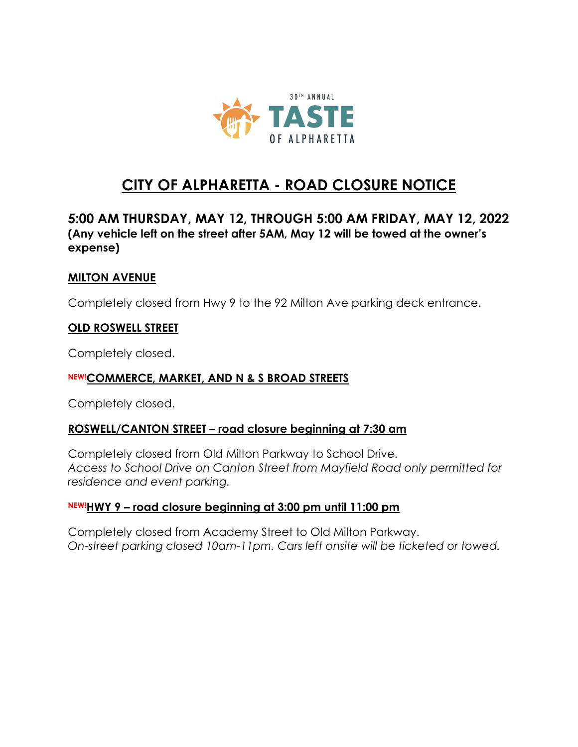30TH ANNUAL
TASTE
OF ALPHARETTA

# CITY OF ALPHARETTA - ROAD CLOSURE NOTICE

## 5:00 AM THURSDAY, MAY 12, THROUGH 5:00 AM FRIDAY, MAY 12, 2022

**(Any vehicle left on the street after 5AM, May 12 will be towed at the owner's expense)**

### MILTON AVENUE

Completely closed from Hwy 9 to the 92 Milton Ave parking deck entrance.

### OLD ROSWELL STREET

Completely closed.

### NEW! COMMERCE, MARKET, AND N & S BROAD STREETS

Completely closed.

### ROSWELL/CANTON STREET – road closure beginning at 7:30 am

Completely closed from Old Milton Parkway to School Drive.
*Access to School Drive on Canton Street from Mayfield Road only permitted for residence and event parking.*

### NEW! HWY 9 – road closure beginning at 3:00 pm until 11:00 pm

Completely closed from Academy Street to Old Milton Parkway.
*On-street parking closed 10am-11pm. Cars left onsite will be ticketed or towed.*